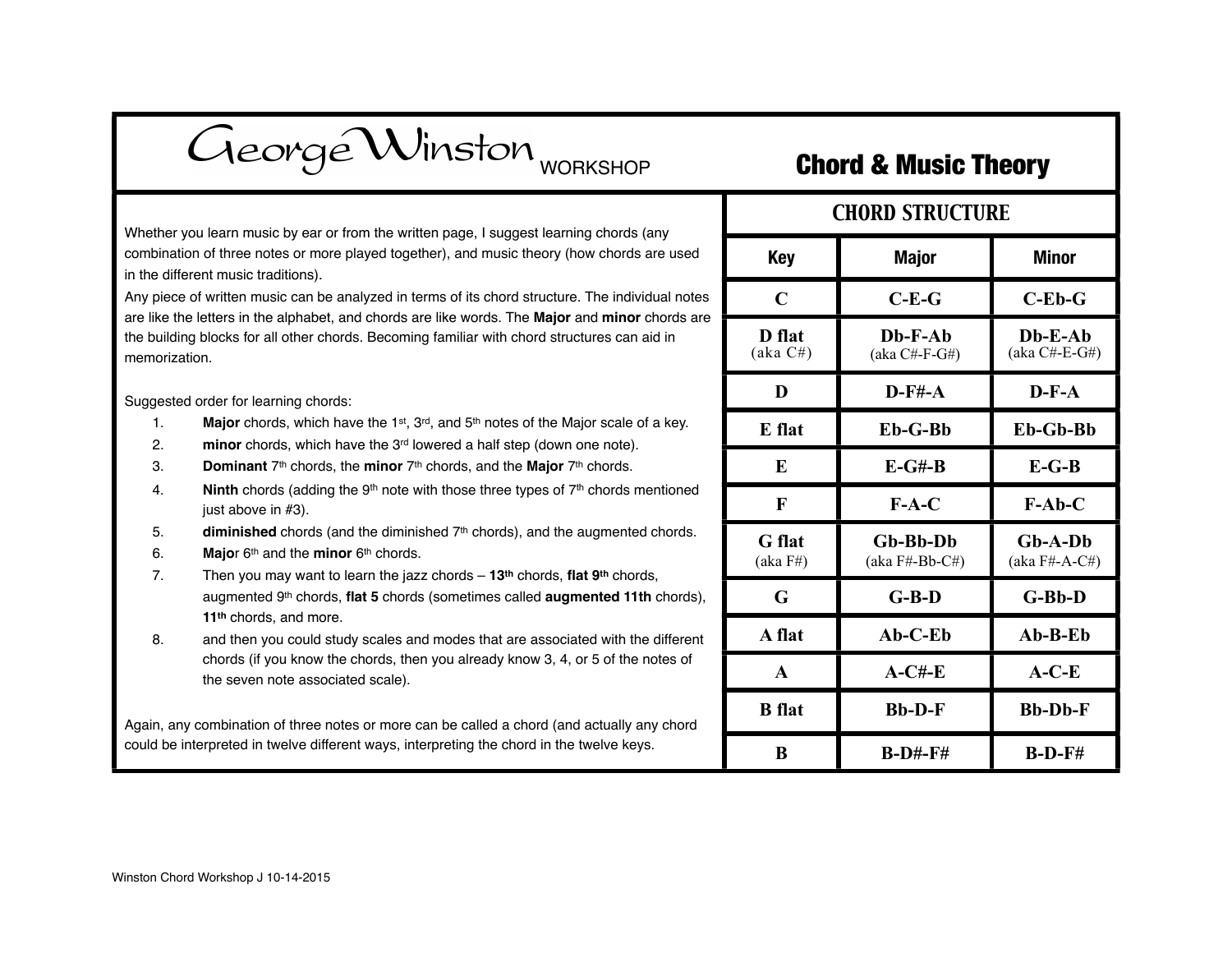# George Winston WORKSHOP

## Chord & Music Theory

Whether you learn music by ear or from the written page, I suggest learning chords (any combination of three notes or more played together), and music theory (how chords are used in the different music traditions).

Any piece of written music can be analyzed in terms of its chord structure. The individual notes are like the letters in the alphabet, and chords are like words. The **Major** and **minor** chords are the building blocks for all other chords. Becoming familiar with chord structures can aid in memorization.

Suggested order for learning chords:

1. **Major** chords, which have the 1st, 3rd, and 5th notes of the Major scale of a key.
2. **minor** chords, which have the 3rd lowered a half step (down one note).
3. **Dominant** 7th chords, the **minor** 7th chords, and the **Major** 7th chords.
4. **Ninth** chords (adding the 9th note with those three types of 7th chords mentioned just above in #3).
5. **diminished** chords (and the diminished 7th chords), and the augmented chords.
6. **Majo**r 6th and the **minor** 6th chords.
7. Then you may want to learn the jazz chords – **13th** chords, **flat 9th** chords, augmented 9th chords, **flat 5** chords (sometimes called **augmented 11th** chords), **11th** chords, and more.
8. and then you could study scales and modes that are associated with the different chords (if you know the chords, then you already know 3, 4, or 5 of the notes of the seven note associated scale).

Again, any combination of three notes or more can be called a chord (and actually any chord could be interpreted in twelve different ways, interpreting the chord in the twelve keys.

### CHORD STRUCTURE

| Key | Major | Minor |
|---|---|---|
| C | C-E-G | C-Eb-G |
| D flat (aka C#) | Db-F-Ab (aka C#-F-G#) | Db-E-Ab (aka C#-E-G#) |
| D | D-F#-A | D-F-A |
| E flat | Eb-G-Bb | Eb-Gb-Bb |
| E | E-G#-B | E-G-B |
| F | F-A-C | F-Ab-C |
| G flat (aka F#) | Gb-Bb-Db (aka F#-Bb-C#) | Gb-A-Db (aka F#-A-C#) |
| G | G-B-D | G-Bb-D |
| A flat | Ab-C-Eb | Ab-B-Eb |
| A | A-C#-E | A-C-E |
| B flat | Bb-D-F | Bb-Db-F |
| B | B-D#-F# | B-D-F# |

Winston Chord Workshop J 10-14-2015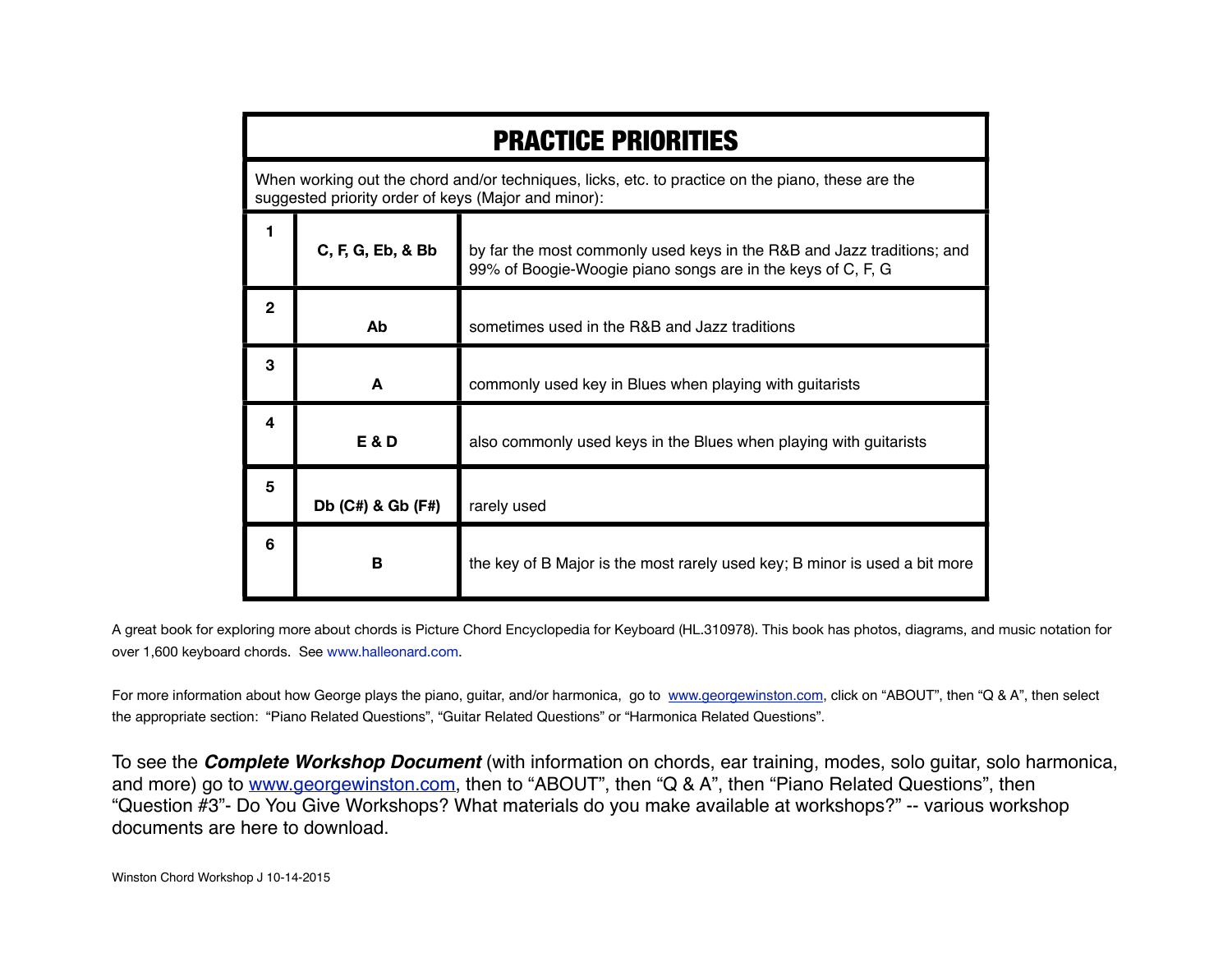# PRACTICE PRIORITIES

When working out the chord and/or techniques, licks, etc. to practice on the piano, these are the suggested priority order of keys (Major and minor):

| | | |
|---|---|---|
| 1 | **C, F, G, Eb, & Bb** | by far the most commonly used keys in the R&B and Jazz traditions; and 99% of Boogie-Woogie piano songs are in the keys of C, F, G |
| 2 | **Ab** | sometimes used in the R&B and Jazz traditions |
| 3 | **A** | commonly used key in Blues when playing with guitarists |
| 4 | **E & D** | also commonly used keys in the Blues when playing with guitarists |
| 5 | **Db (C#) & Gb (F#)** | rarely used |
| 6 | **B** | the key of B Major is the most rarely used key; B minor is used a bit more |

A great book for exploring more about chords is Picture Chord Encyclopedia for Keyboard (HL.310978). This book has photos, diagrams, and music notation for over 1,600 keyboard chords. See www.halleonard.com.

For more information about how George plays the piano, guitar, and/or harmonica, go to www.georgewinston.com, click on "ABOUT", then "Q & A", then select the appropriate section: "Piano Related Questions", "Guitar Related Questions" or "Harmonica Related Questions".

To see the ***Complete Workshop Document*** (with information on chords, ear training, modes, solo guitar, solo harmonica, and more) go to www.georgewinston.com, then to "ABOUT", then "Q & A", then "Piano Related Questions", then "Question #3"- Do You Give Workshops? What materials do you make available at workshops?" -- various workshop documents are here to download.

Winston Chord Workshop J 10-14-2015